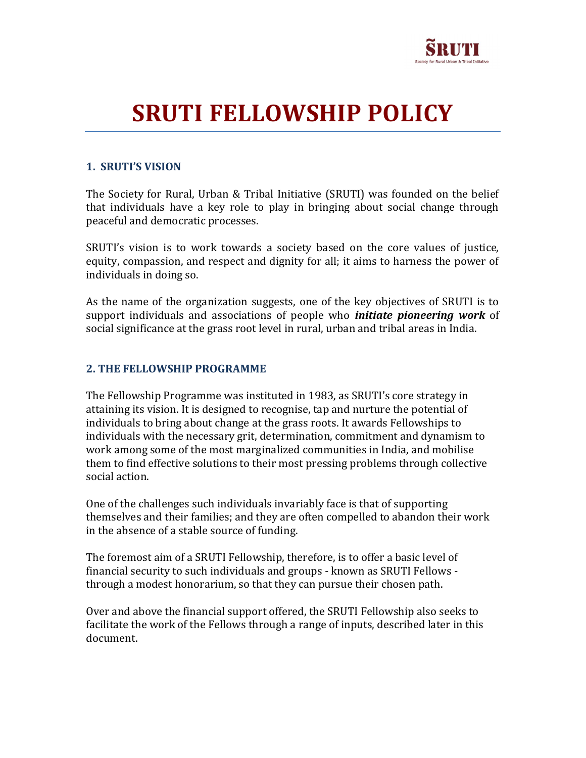# SRUTI FELLOWSHIP POLICY

## 1. SRUTI'S VISION

The Society for Rural, Urban & Tribal Initiative (SRUTI) was founded on the belief that individuals have a key role to play in bringing about social change through peaceful and democratic processes.

SRUTI's vision is to work towards a society based on the core values of justice, equity, compassion, and respect and dignity for all; it aims to harness the power of individuals in doing so.

As the name of the organization suggests, one of the key objectives of SRUTI is to support individuals and associations of people who ***initiate pioneering work*** of social significance at the grass root level in rural, urban and tribal areas in India.

## 2. THE FELLOWSHIP PROGRAMME

The Fellowship Programme was instituted in 1983, as SRUTI's core strategy in attaining its vision. It is designed to recognise, tap and nurture the potential of individuals to bring about change at the grass roots. It awards Fellowships to individuals with the necessary grit, determination, commitment and dynamism to work among some of the most marginalized communities in India, and mobilise them to find effective solutions to their most pressing problems through collective social action.

One of the challenges such individuals invariably face is that of supporting themselves and their families; and they are often compelled to abandon their work in the absence of a stable source of funding.

The foremost aim of a SRUTI Fellowship, therefore, is to offer a basic level of financial security to such individuals and groups - known as SRUTI Fellows - through a modest honorarium, so that they can pursue their chosen path.

Over and above the financial support offered, the SRUTI Fellowship also seeks to facilitate the work of the Fellows through a range of inputs, described later in this document.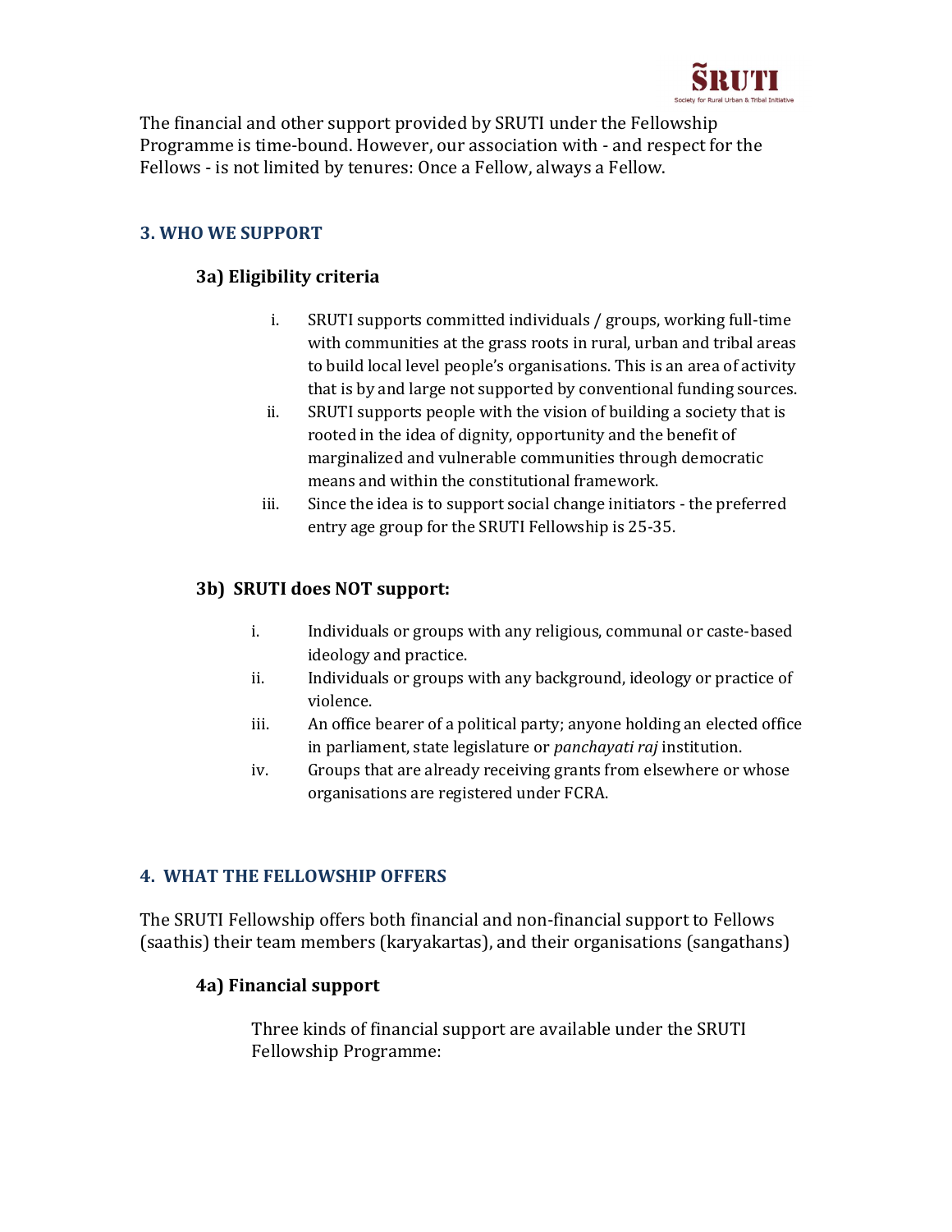The financial and other support provided by SRUTI under the Fellowship Programme is time-bound. However, our association with - and respect for the Fellows - is not limited by tenures: Once a Fellow, always a Fellow.

## 3. WHO WE SUPPORT

### 3a) Eligibility criteria

i. SRUTI supports committed individuals / groups, working full-time with communities at the grass roots in rural, urban and tribal areas to build local level people's organisations. This is an area of activity that is by and large not supported by conventional funding sources.

ii. SRUTI supports people with the vision of building a society that is rooted in the idea of dignity, opportunity and the benefit of marginalized and vulnerable communities through democratic means and within the constitutional framework.

iii. Since the idea is to support social change initiators - the preferred entry age group for the SRUTI Fellowship is 25-35.

### 3b) SRUTI does NOT support:

i. Individuals or groups with any religious, communal or caste-based ideology and practice.

ii. Individuals or groups with any background, ideology or practice of violence.

iii. An office bearer of a political party; anyone holding an elected office in parliament, state legislature or *panchayati raj* institution.

iv. Groups that are already receiving grants from elsewhere or whose organisations are registered under FCRA.

## 4. WHAT THE FELLOWSHIP OFFERS

The SRUTI Fellowship offers both financial and non-financial support to Fellows (saathis) their team members (karyakartas), and their organisations (sangathans)

### 4a) Financial support

Three kinds of financial support are available under the SRUTI Fellowship Programme: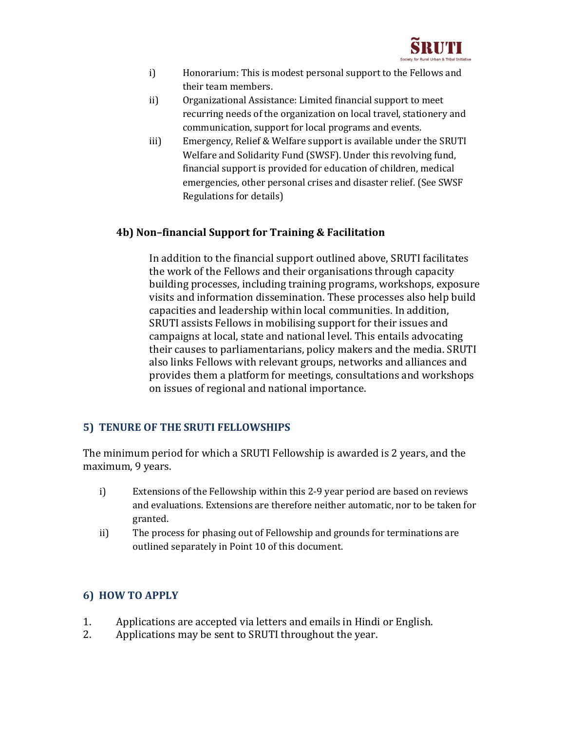i) Honorarium: This is modest personal support to the Fellows and their team members.

ii) Organizational Assistance: Limited financial support to meet recurring needs of the organization on local travel, stationery and communication, support for local programs and events.

iii) Emergency, Relief & Welfare support is available under the SRUTI Welfare and Solidarity Fund (SWSF). Under this revolving fund, financial support is provided for education of children, medical emergencies, other personal crises and disaster relief. (See SWSF Regulations for details)

### 4b) Non–financial Support for Training & Facilitation

In addition to the financial support outlined above, SRUTI facilitates the work of the Fellows and their organisations through capacity building processes, including training programs, workshops, exposure visits and information dissemination. These processes also help build capacities and leadership within local communities. In addition, SRUTI assists Fellows in mobilising support for their issues and campaigns at local, state and national level. This entails advocating their causes to parliamentarians, policy makers and the media. SRUTI also links Fellows with relevant groups, networks and alliances and provides them a platform for meetings, consultations and workshops on issues of regional and national importance.

## 5) TENURE OF THE SRUTI FELLOWSHIPS

The minimum period for which a SRUTI Fellowship is awarded is 2 years, and the maximum, 9 years.

i) Extensions of the Fellowship within this 2-9 year period are based on reviews and evaluations. Extensions are therefore neither automatic, nor to be taken for granted.

ii) The process for phasing out of Fellowship and grounds for terminations are outlined separately in Point 10 of this document.

## 6) HOW TO APPLY

1. Applications are accepted via letters and emails in Hindi or English.
2. Applications may be sent to SRUTI throughout the year.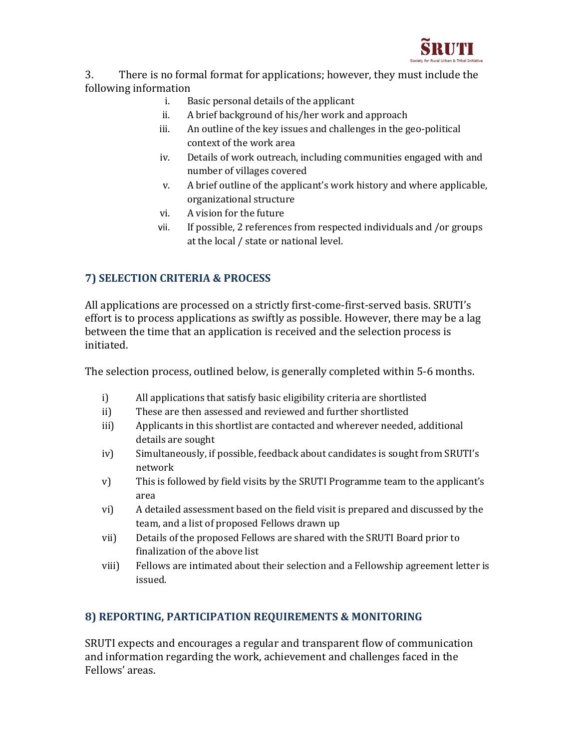3. There is no formal format for applications; however, they must include the following information

i. Basic personal details of the applicant
ii. A brief background of his/her work and approach
iii. An outline of the key issues and challenges in the geo-political context of the work area
iv. Details of work outreach, including communities engaged with and number of villages covered
v. A brief outline of the applicant's work history and where applicable, organizational structure
vi. A vision for the future
vii. If possible, 2 references from respected individuals and /or groups at the local / state or national level.

## 7) SELECTION CRITERIA & PROCESS

All applications are processed on a strictly first-come-first-served basis. SRUTI's effort is to process applications as swiftly as possible. However, there may be a lag between the time that an application is received and the selection process is initiated.

The selection process, outlined below, is generally completed within 5-6 months.

i) All applications that satisfy basic eligibility criteria are shortlisted
ii) These are then assessed and reviewed and further shortlisted
iii) Applicants in this shortlist are contacted and wherever needed, additional details are sought
iv) Simultaneously, if possible, feedback about candidates is sought from SRUTI's network
v) This is followed by field visits by the SRUTI Programme team to the applicant's area
vi) A detailed assessment based on the field visit is prepared and discussed by the team, and a list of proposed Fellows drawn up
vii) Details of the proposed Fellows are shared with the SRUTI Board prior to finalization of the above list
viii) Fellows are intimated about their selection and a Fellowship agreement letter is issued.

## 8) REPORTING, PARTICIPATION REQUIREMENTS & MONITORING

SRUTI expects and encourages a regular and transparent flow of communication and information regarding the work, achievement and challenges faced in the Fellows' areas.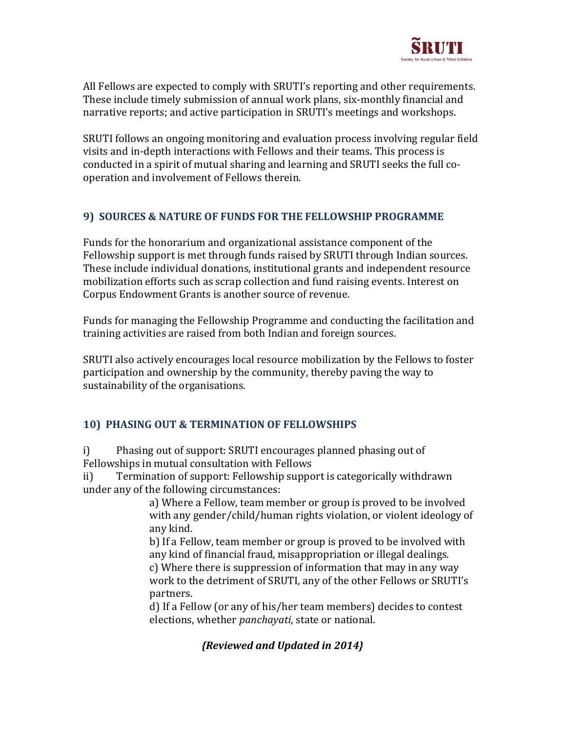All Fellows are expected to comply with SRUTI's reporting and other requirements. These include timely submission of annual work plans, six-monthly financial and narrative reports; and active participation in SRUTI's meetings and workshops.

SRUTI follows an ongoing monitoring and evaluation process involving regular field visits and in-depth interactions with Fellows and their teams. This process is conducted in a spirit of mutual sharing and learning and SRUTI seeks the full co-operation and involvement of Fellows therein.

## 9) SOURCES & NATURE OF FUNDS FOR THE FELLOWSHIP PROGRAMME

Funds for the honorarium and organizational assistance component of the Fellowship support is met through funds raised by SRUTI through Indian sources. These include individual donations, institutional grants and independent resource mobilization efforts such as scrap collection and fund raising events. Interest on Corpus Endowment Grants is another source of revenue.

Funds for managing the Fellowship Programme and conducting the facilitation and training activities are raised from both Indian and foreign sources.

SRUTI also actively encourages local resource mobilization by the Fellows to foster participation and ownership by the community, thereby paving the way to sustainability of the organisations.

## 10) PHASING OUT & TERMINATION OF FELLOWSHIPS

i) Phasing out of support: SRUTI encourages planned phasing out of Fellowships in mutual consultation with Fellows

ii) Termination of support: Fellowship support is categorically withdrawn under any of the following circumstances:

a) Where a Fellow, team member or group is proved to be involved with any gender/child/human rights violation, or violent ideology of any kind.

b) If a Fellow, team member or group is proved to be involved with any kind of financial fraud, misappropriation or illegal dealings.

c) Where there is suppression of information that may in any way work to the detriment of SRUTI, any of the other Fellows or SRUTI's partners.

d) If a Fellow (or any of his/her team members) decides to contest elections, whether *panchayati*, state or national.

***{Reviewed and Updated in 2014}***